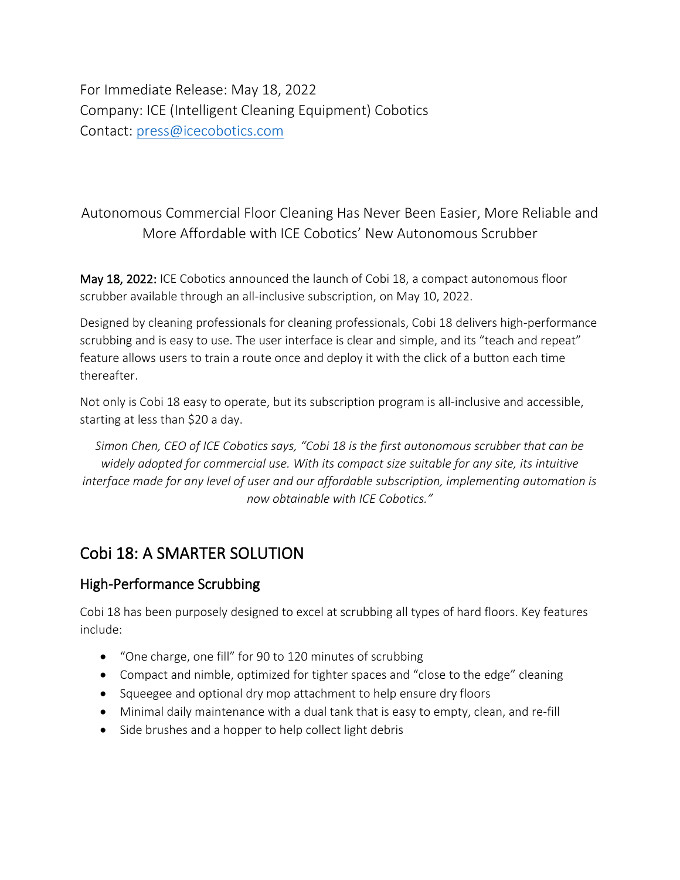For Immediate Release: May 18, 2022
Company: ICE (Intelligent Cleaning Equipment) Cobotics
Contact: [press@icecobotics.com](mailto:press@icecobotics.com)

Autonomous Commercial Floor Cleaning Has Never Been Easier, More Reliable and More Affordable with ICE Cobotics' New Autonomous Scrubber

**May 18, 2022:** ICE Cobotics announced the launch of Cobi 18, a compact autonomous floor scrubber available through an all-inclusive subscription, on May 10, 2022.

Designed by cleaning professionals for cleaning professionals, Cobi 18 delivers high-performance scrubbing and is easy to use. The user interface is clear and simple, and its "teach and repeat" feature allows users to train a route once and deploy it with the click of a button each time thereafter.

Not only is Cobi 18 easy to operate, but its subscription program is all-inclusive and accessible, starting at less than $20 a day.

*Simon Chen, CEO of ICE Cobotics says, "Cobi 18 is the first autonomous scrubber that can be widely adopted for commercial use. With its compact size suitable for any site, its intuitive interface made for any level of user and our affordable subscription, implementing automation is now obtainable with ICE Cobotics."*

## Cobi 18: A SMARTER SOLUTION

### High-Performance Scrubbing

Cobi 18 has been purposely designed to excel at scrubbing all types of hard floors. Key features include:

- "One charge, one fill" for 90 to 120 minutes of scrubbing
- Compact and nimble, optimized for tighter spaces and "close to the edge" cleaning
- Squeegee and optional dry mop attachment to help ensure dry floors
- Minimal daily maintenance with a dual tank that is easy to empty, clean, and re-fill
- Side brushes and a hopper to help collect light debris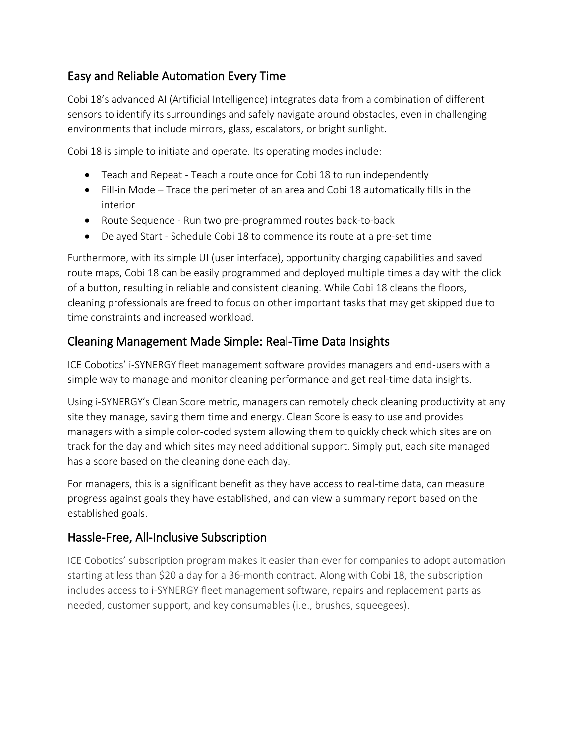## Easy and Reliable Automation Every Time

Cobi 18's advanced AI (Artificial Intelligence) integrates data from a combination of different sensors to identify its surroundings and safely navigate around obstacles, even in challenging environments that include mirrors, glass, escalators, or bright sunlight.

Cobi 18 is simple to initiate and operate. Its operating modes include:

- Teach and Repeat - Teach a route once for Cobi 18 to run independently
- Fill-in Mode – Trace the perimeter of an area and Cobi 18 automatically fills in the interior
- Route Sequence - Run two pre-programmed routes back-to-back
- Delayed Start - Schedule Cobi 18 to commence its route at a pre-set time

Furthermore, with its simple UI (user interface), opportunity charging capabilities and saved route maps, Cobi 18 can be easily programmed and deployed multiple times a day with the click of a button, resulting in reliable and consistent cleaning. While Cobi 18 cleans the floors, cleaning professionals are freed to focus on other important tasks that may get skipped due to time constraints and increased workload.

## Cleaning Management Made Simple: Real-Time Data Insights

ICE Cobotics' i-SYNERGY fleet management software provides managers and end-users with a simple way to manage and monitor cleaning performance and get real-time data insights.

Using i-SYNERGY's Clean Score metric, managers can remotely check cleaning productivity at any site they manage, saving them time and energy. Clean Score is easy to use and provides managers with a simple color-coded system allowing them to quickly check which sites are on track for the day and which sites may need additional support. Simply put, each site managed has a score based on the cleaning done each day.

For managers, this is a significant benefit as they have access to real-time data, can measure progress against goals they have established, and can view a summary report based on the established goals.

## Hassle-Free, All-Inclusive Subscription

ICE Cobotics' subscription program makes it easier than ever for companies to adopt automation starting at less than $20 a day for a 36-month contract. Along with Cobi 18, the subscription includes access to i-SYNERGY fleet management software, repairs and replacement parts as needed, customer support, and key consumables (i.e., brushes, squeegees).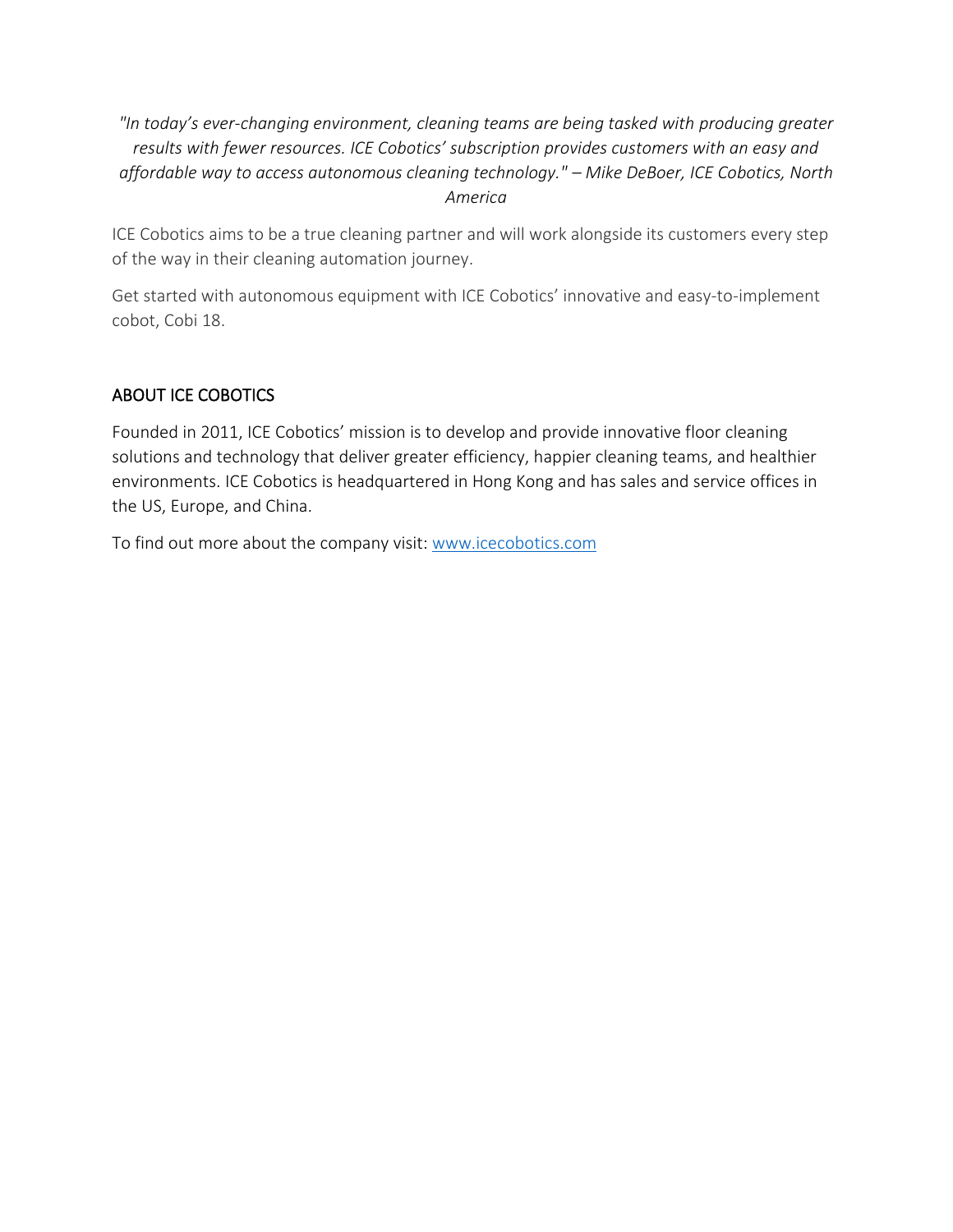*"In today's ever-changing environment, cleaning teams are being tasked with producing greater results with fewer resources. ICE Cobotics' subscription provides customers with an easy and affordable way to access autonomous cleaning technology." – Mike DeBoer, ICE Cobotics, North America*

ICE Cobotics aims to be a true cleaning partner and will work alongside its customers every step of the way in their cleaning automation journey.

Get started with autonomous equipment with ICE Cobotics' innovative and easy-to-implement cobot, Cobi 18.

## ABOUT ICE COBOTICS

Founded in 2011, ICE Cobotics' mission is to develop and provide innovative floor cleaning solutions and technology that deliver greater efficiency, happier cleaning teams, and healthier environments. ICE Cobotics is headquartered in Hong Kong and has sales and service offices in the US, Europe, and China.

To find out more about the company visit: [www.icecobotics.com](http://www.icecobotics.com)